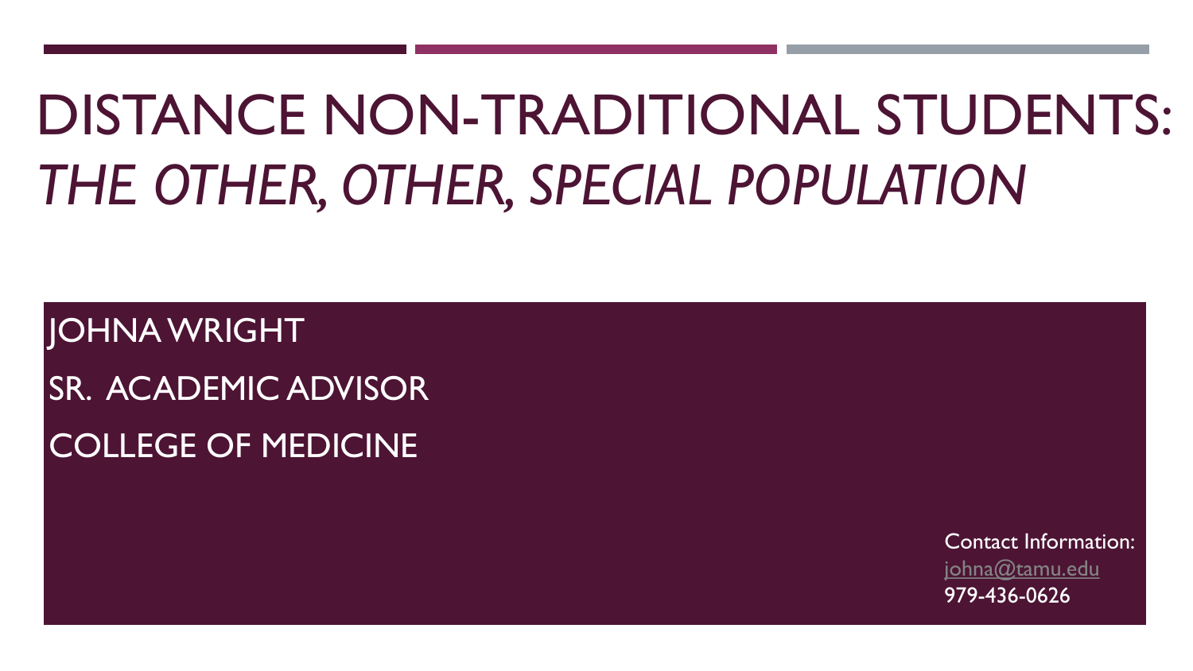# DISTANCE NON-TRADITIONAL STUDENTS: *THE OTHER, OTHER, SPECIAL POPULATION*

JOHNA WRIGHT

SR. ACADEMIC ADVISOR

COLLEGE OF MEDICINE

Contact Information:
johna@tamu.edu
979-436-0626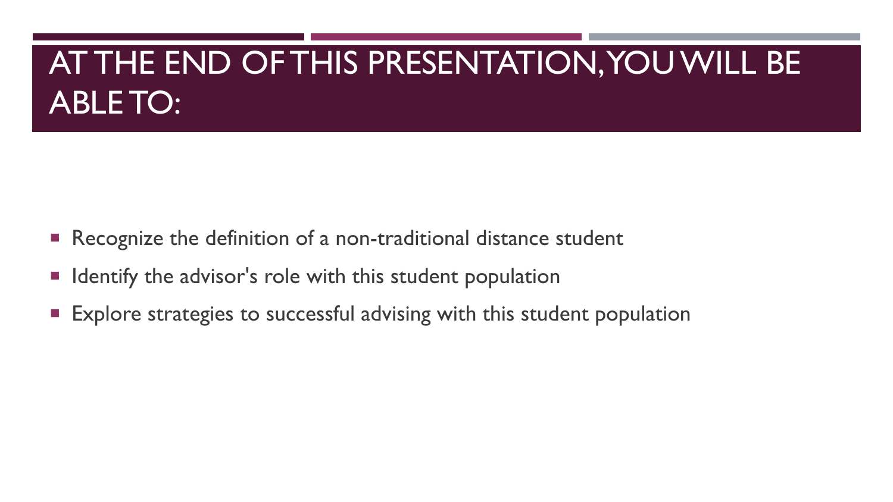# AT THE END OF THIS PRESENTATION, YOU WILL BE ABLE TO:

- Recognize the definition of a non-traditional distance student
- Identify the advisor's role with this student population
- Explore strategies to successful advising with this student population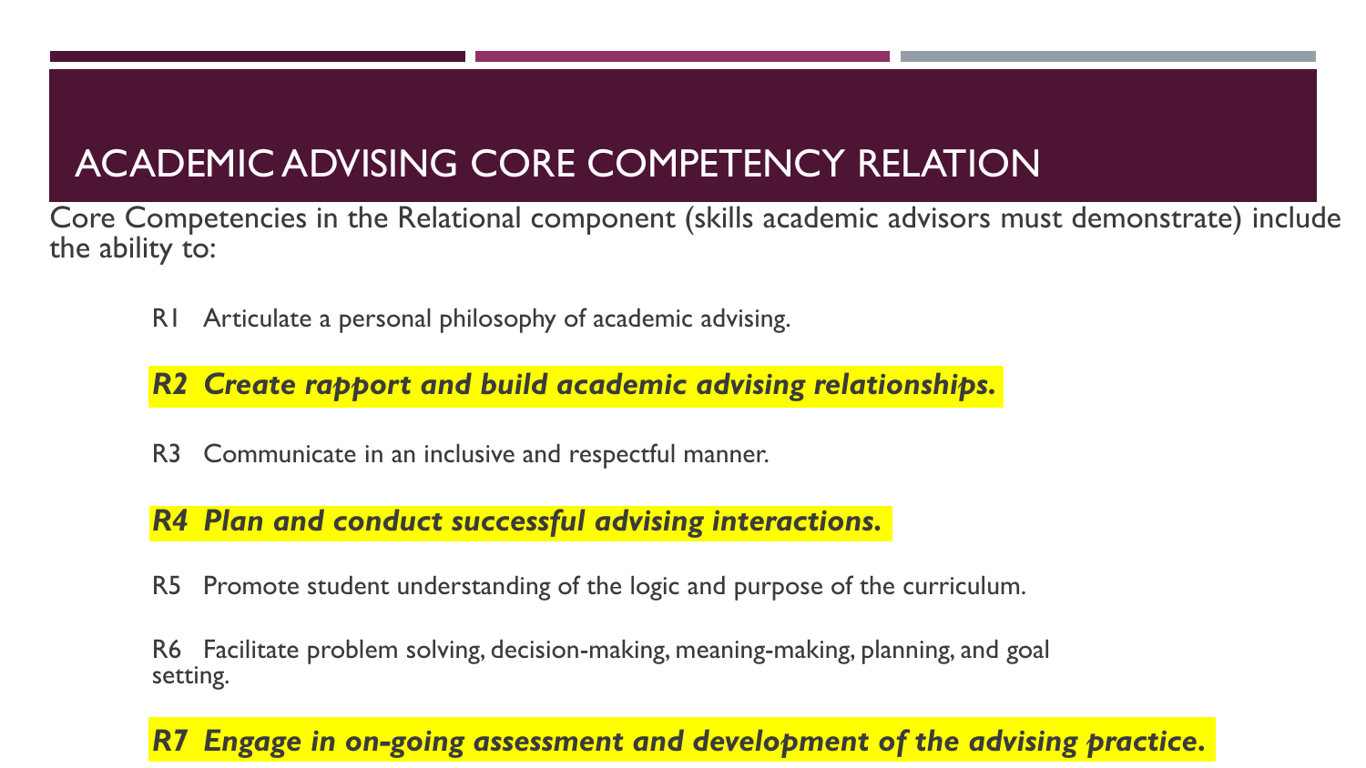# ACADEMIC ADVISING CORE COMPETENCY RELATION

Core Competencies in the Relational component (skills academic advisors must demonstrate) include the ability to:

R1 Articulate a personal philosophy of academic advising.

***R2 Create rapport and build academic advising relationships.***

R3 Communicate in an inclusive and respectful manner.

***R4 Plan and conduct successful advising interactions.***

R5 Promote student understanding of the logic and purpose of the curriculum.

R6 Facilitate problem solving, decision-making, meaning-making, planning, and goal setting.

***R7 Engage in on-going assessment and development of the advising practice.***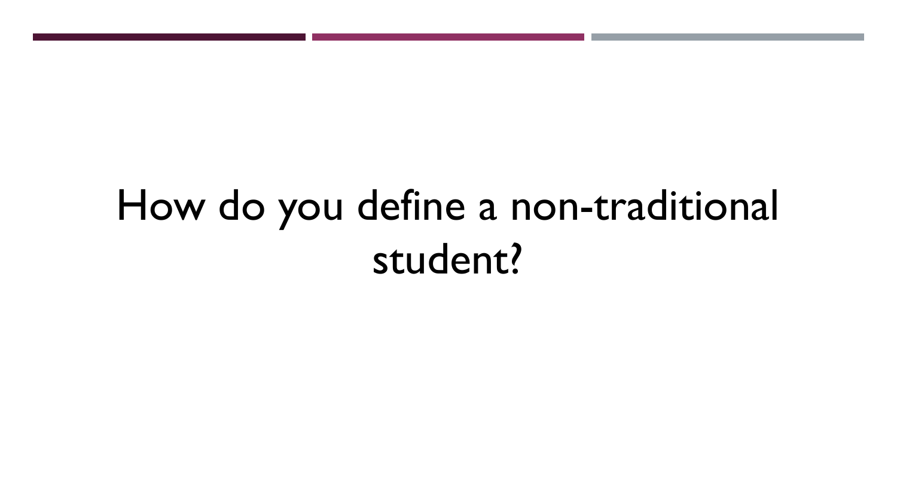# How do you define a non-traditional student?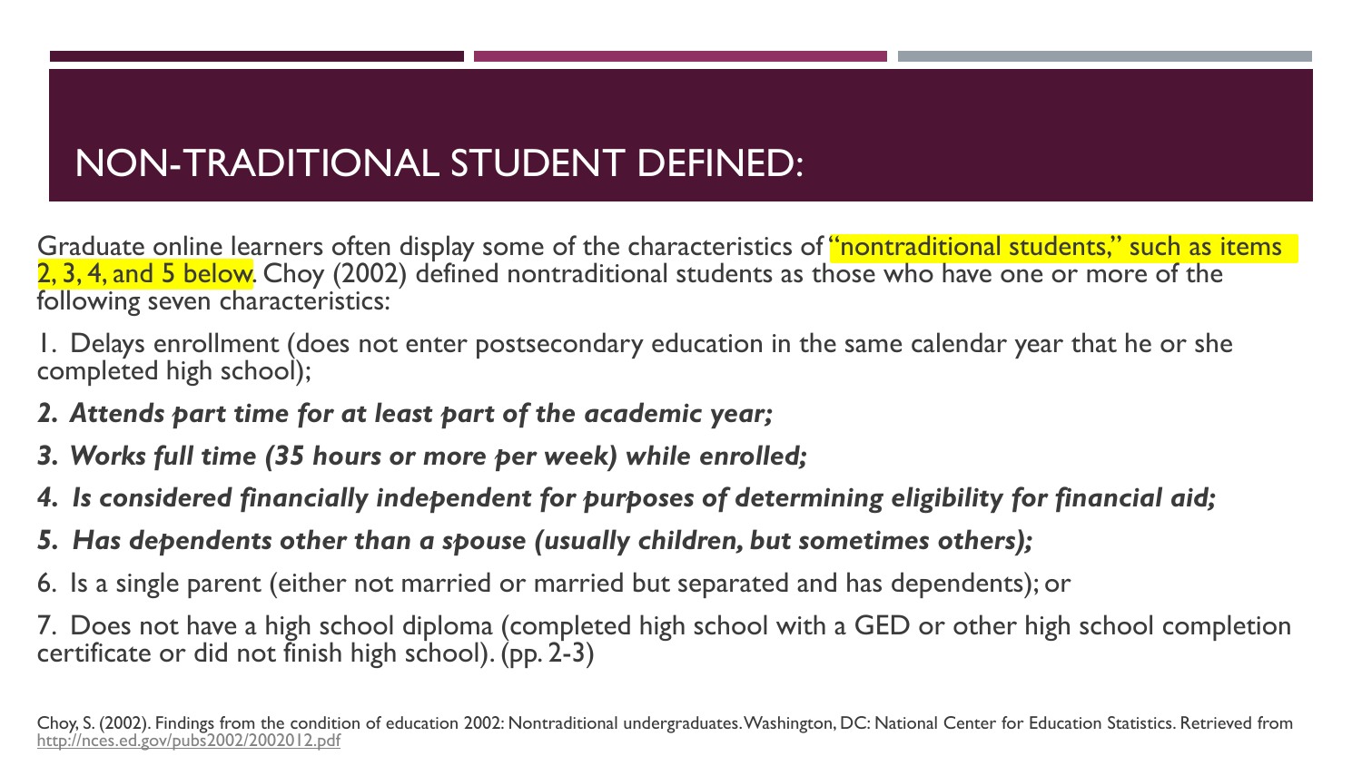# NON-TRADITIONAL STUDENT DEFINED:

Graduate online learners often display some of the characteristics of "nontraditional students," such as items 2, 3, 4, and 5 below. Choy (2002) defined nontraditional students as those who have one or more of the following seven characteristics:

1. Delays enrollment (does not enter postsecondary education in the same calendar year that he or she completed high school);

2. ***Attends part time for at least part of the academic year;***

3. ***Works full time (35 hours or more per week) while enrolled;***

4. ***Is considered financially independent for purposes of determining eligibility for financial aid;***

5. ***Has dependents other than a spouse (usually children, but sometimes others);***

6. Is a single parent (either not married or married but separated and has dependents); or

7. Does not have a high school diploma (completed high school with a GED or other high school completion certificate or did not finish high school). (pp. 2-3)

Choy, S. (2002). Findings from the condition of education 2002: Nontraditional undergraduates. Washington, DC: National Center for Education Statistics. Retrieved from http://nces.ed.gov/pubs2002/2002012.pdf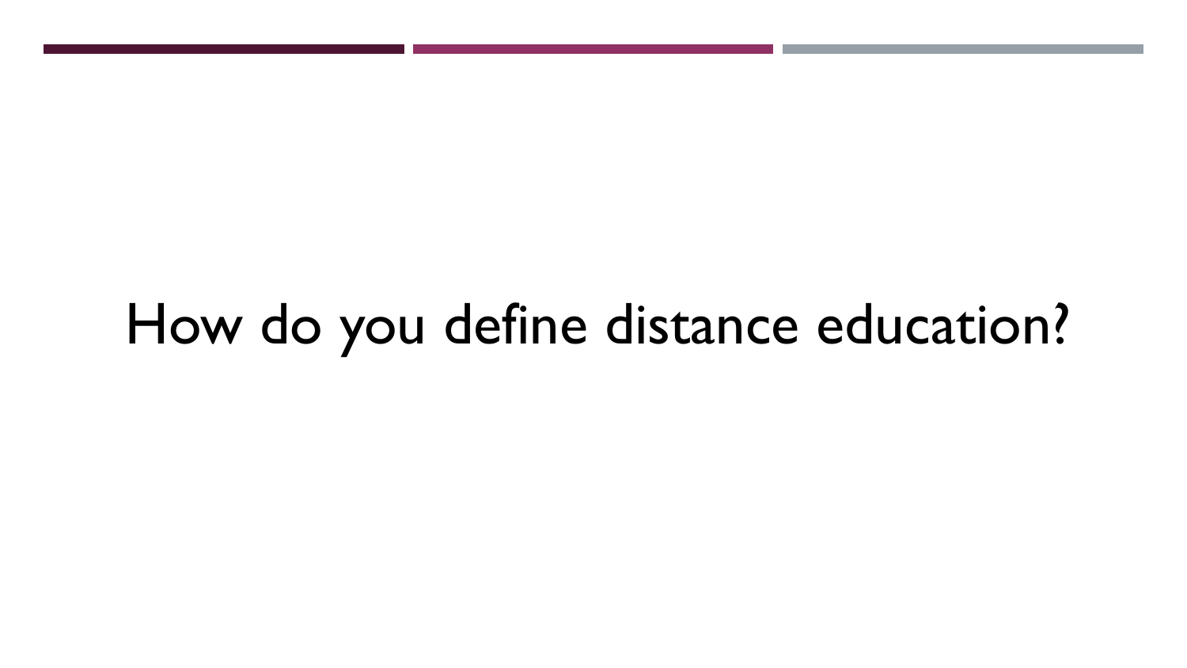How do you define distance education?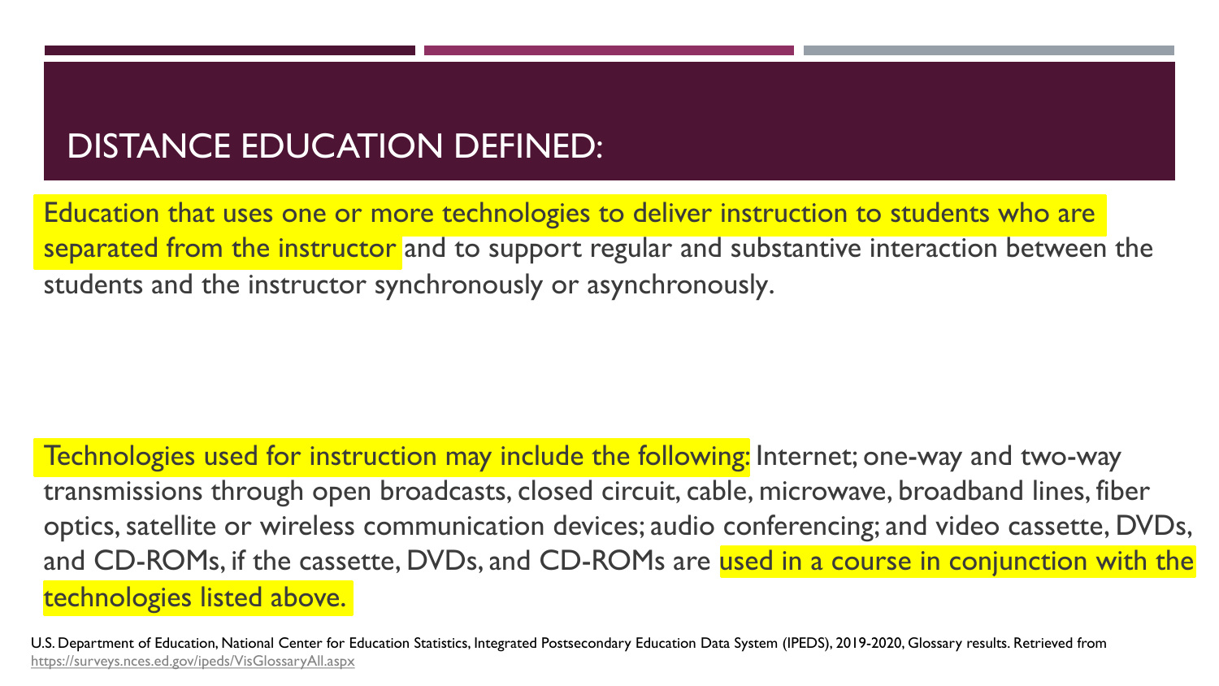# DISTANCE EDUCATION DEFINED:

Education that uses one or more technologies to deliver instruction to students who are separated from the instructor and to support regular and substantive interaction between the students and the instructor synchronously or asynchronously.

Technologies used for instruction may include the following: Internet; one-way and two-way transmissions through open broadcasts, closed circuit, cable, microwave, broadband lines, fiber optics, satellite or wireless communication devices; audio conferencing; and video cassette, DVDs, and CD-ROMs, if the cassette, DVDs, and CD-ROMs are used in a course in conjunction with the technologies listed above.

U.S. Department of Education, National Center for Education Statistics, Integrated Postsecondary Education Data System (IPEDS), 2019-2020, Glossary results. Retrieved from https://surveys.nces.ed.gov/ipeds/VisGlossaryAll.aspx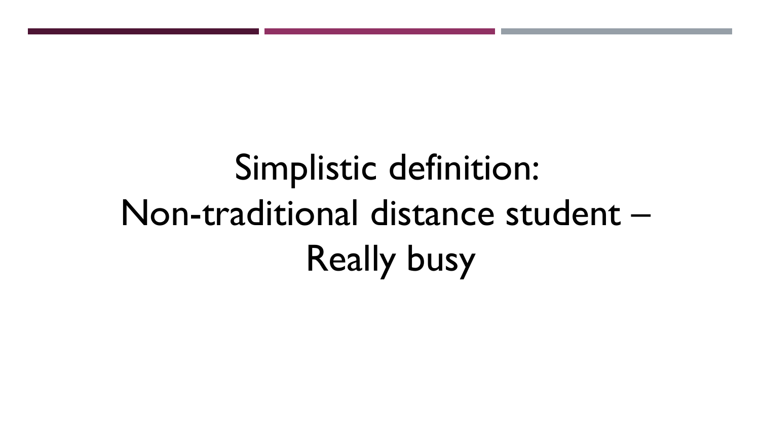Simplistic definition:
Non-traditional distance student –
Really busy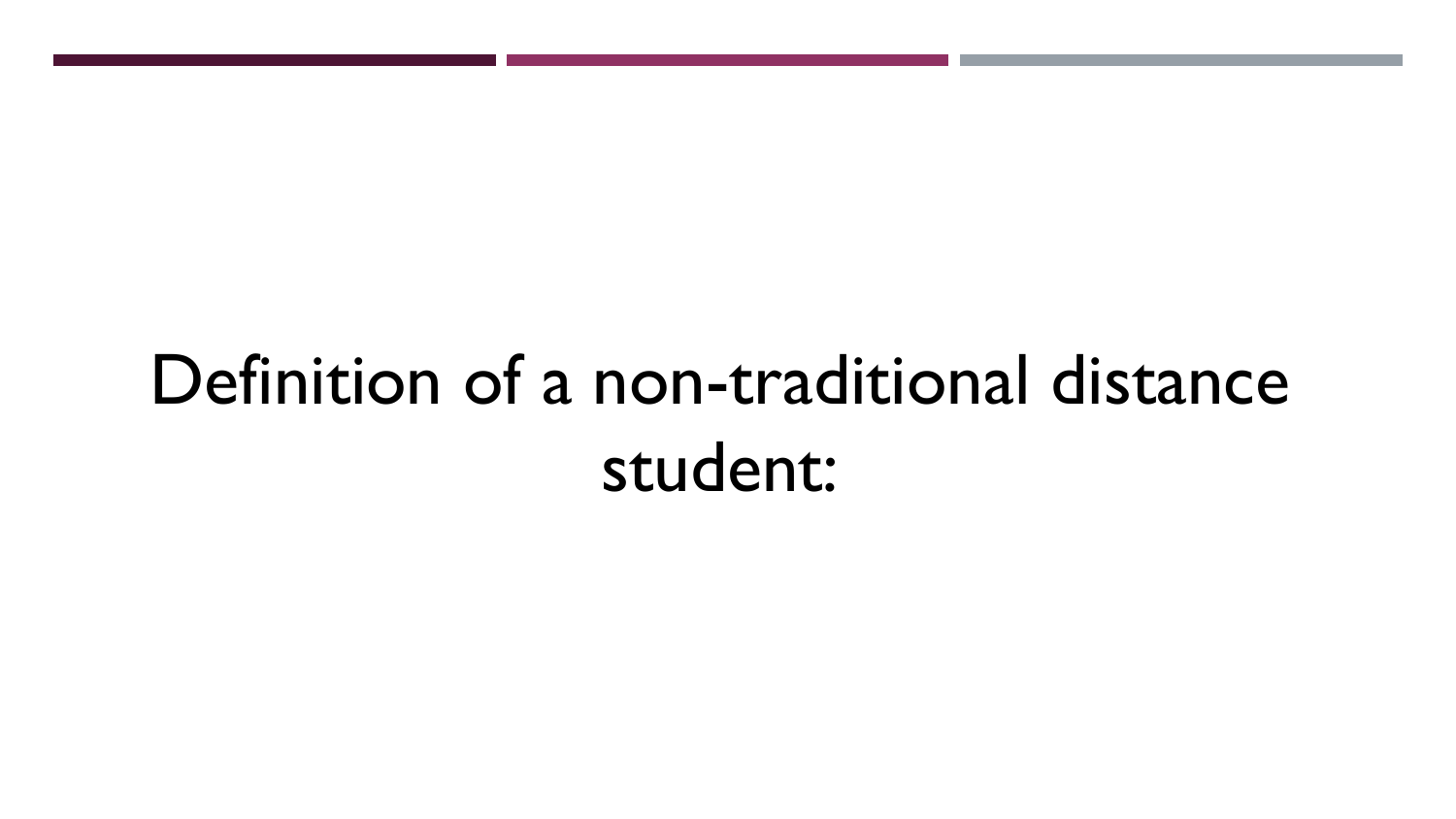# Definition of a non-traditional distance student: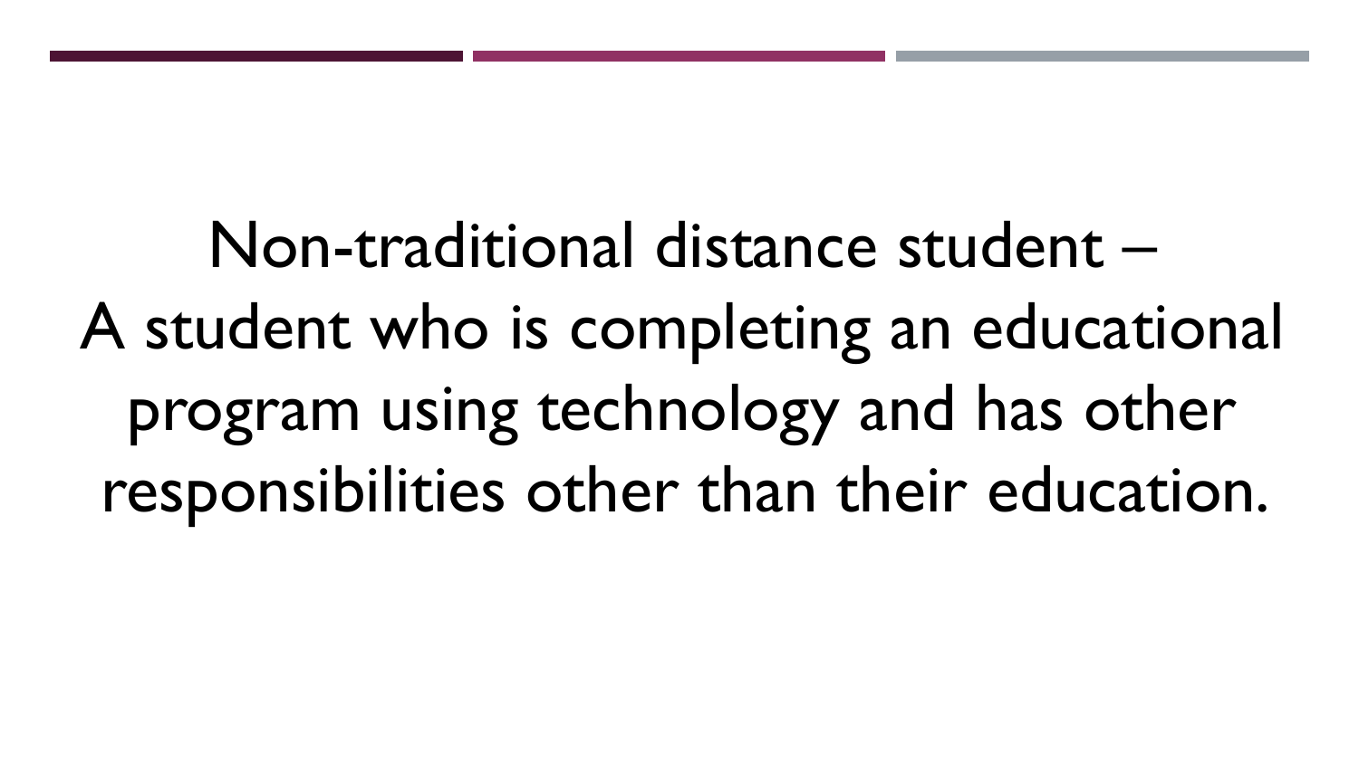Non-traditional distance student –
A student who is completing an educational program using technology and has other responsibilities other than their education.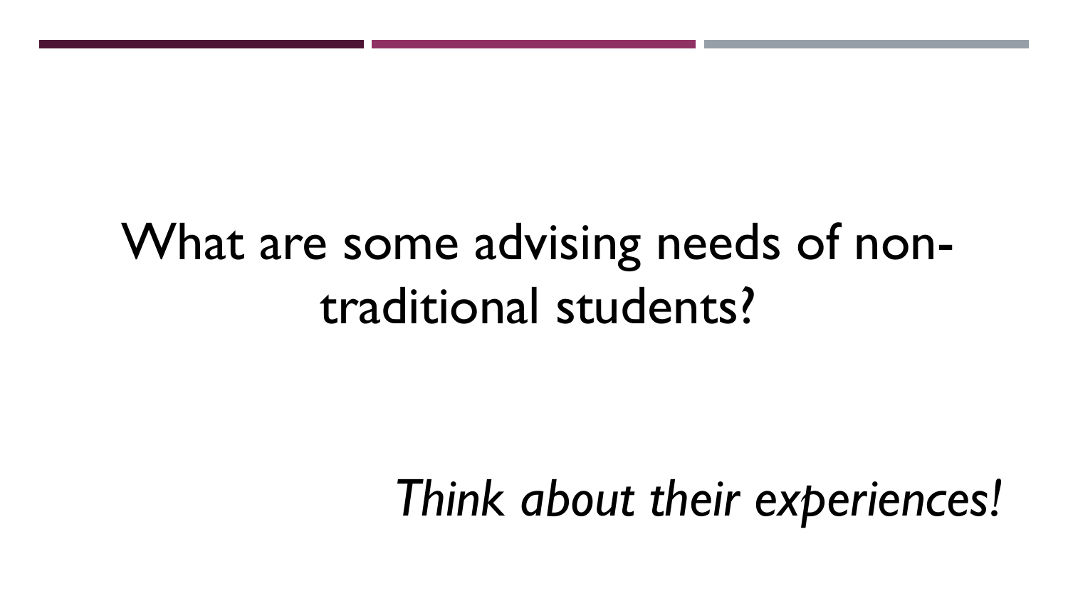# What are some advising needs of non-traditional students?

*Think about their experiences!*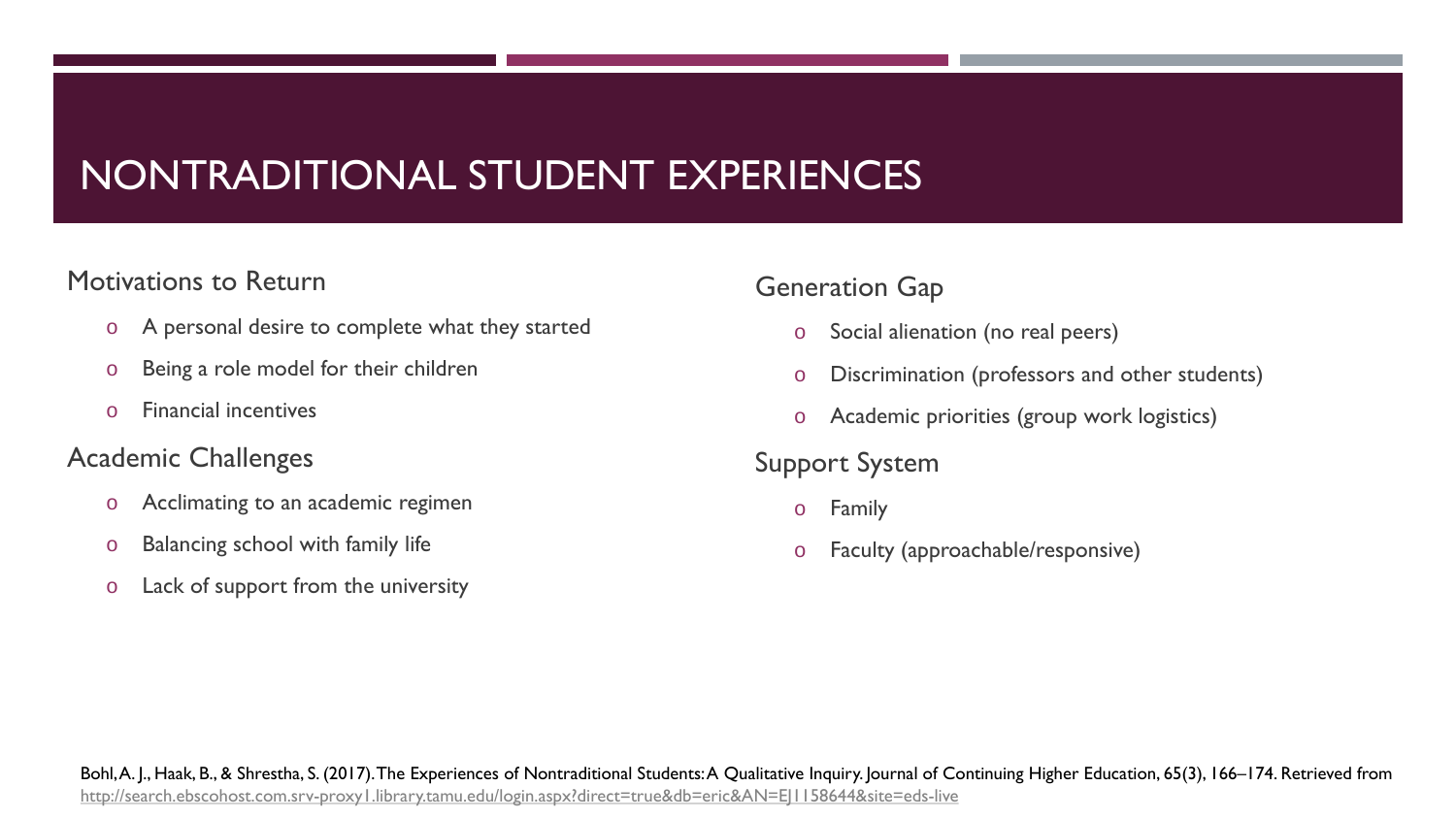# NONTRADITIONAL STUDENT EXPERIENCES

## Motivations to Return

- A personal desire to complete what they started
- Being a role model for their children
- Financial incentives

## Academic Challenges

- Acclimating to an academic regimen
- Balancing school with family life
- Lack of support from the university

## Generation Gap

- Social alienation (no real peers)
- Discrimination (professors and other students)
- Academic priorities (group work logistics)

## Support System

- Family
- Faculty (approachable/responsive)

Bohl, A. J., Haak, B., & Shrestha, S. (2017). The Experiences of Nontraditional Students: A Qualitative Inquiry. Journal of Continuing Higher Education, 65(3), 166–174. Retrieved from http://search.ebscohost.com.srv-proxy1.library.tamu.edu/login.aspx?direct=true&db=eric&AN=EJ1158644&site=eds-live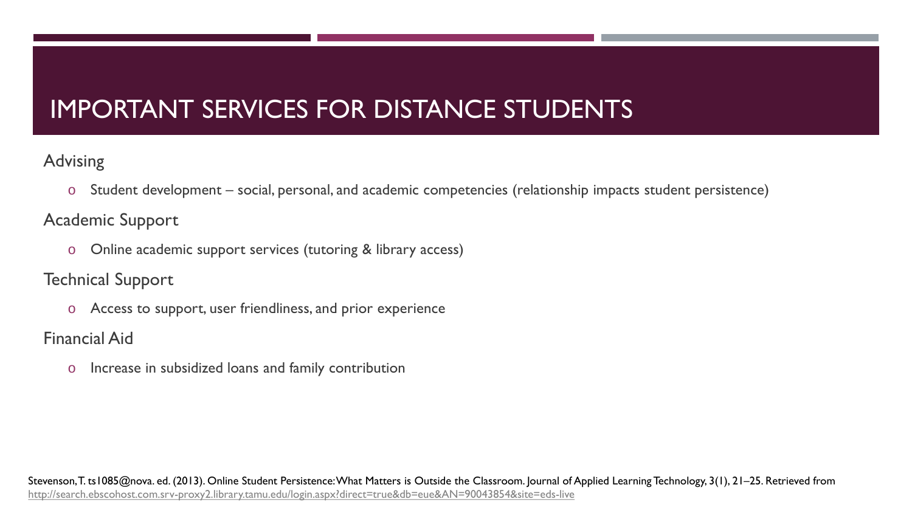# IMPORTANT SERVICES FOR DISTANCE STUDENTS

Advising

- Student development – social, personal, and academic competencies (relationship impacts student persistence)

Academic Support

- Online academic support services (tutoring & library access)

Technical Support

- Access to support, user friendliness, and prior experience

Financial Aid

- Increase in subsidized loans and family contribution

Stevenson, T. ts1085@nova. ed. (2013). Online Student Persistence: What Matters is Outside the Classroom. Journal of Applied Learning Technology, 3(1), 21–25. Retrieved from http://search.ebscohost.com.srv-proxy2.library.tamu.edu/login.aspx?direct=true&db=eue&AN=90043854&site=eds-live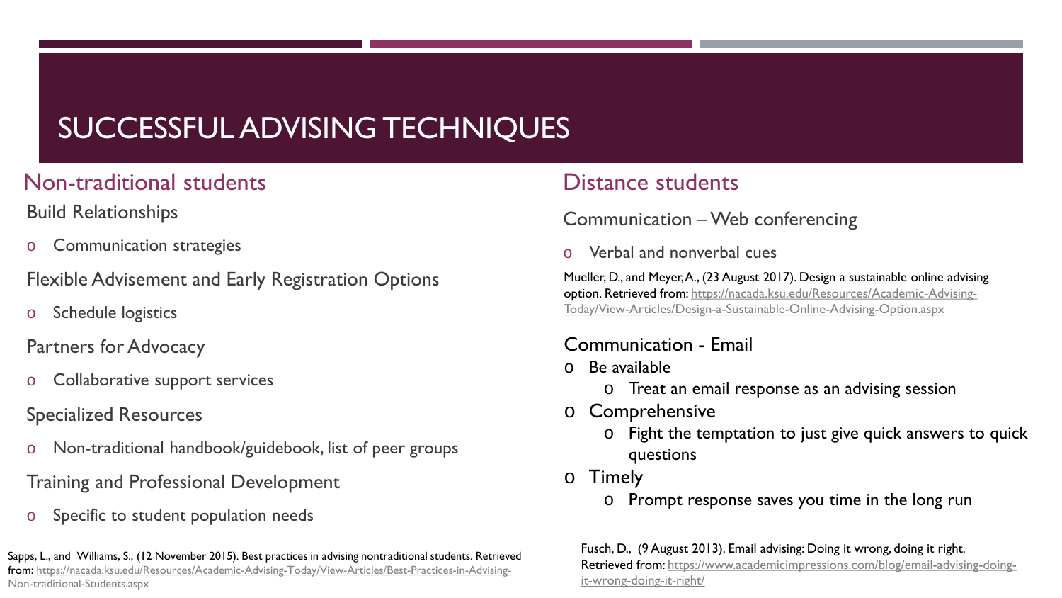# SUCCESSFUL ADVISING TECHNIQUES

## Non-traditional students

Build Relationships

- Communication strategies

Flexible Advisement and Early Registration Options

- Schedule logistics

Partners for Advocacy

- Collaborative support services

Specialized Resources

- Non-traditional handbook/guidebook, list of peer groups

Training and Professional Development

- Specific to student population needs

Sapps, L., and Williams, S., (12 November 2015). Best practices in advising nontraditional students. Retrieved from: https://nacada.ksu.edu/Resources/Academic-Advising-Today/View-Articles/Best-Practices-in-Advising-Non-traditional-Students.aspx

## Distance students

Communication – Web conferencing

- Verbal and nonverbal cues

Mueller, D., and Meyer, A., (23 August 2017). Design a sustainable online advising option. Retrieved from: https://nacada.ksu.edu/Resources/Academic-Advising-Today/View-Articles/Design-a-Sustainable-Online-Advising-Option.aspx

Communication - Email

- Be available
  - Treat an email response as an advising session
- Comprehensive
  - Fight the temptation to just give quick answers to quick questions
- Timely
  - Prompt response saves you time in the long run

Fusch, D., (9 August 2013). Email advising: Doing it wrong, doing it right. Retrieved from: https://www.academicimpressions.com/blog/email-advising-doing-it-wrong-doing-it-right/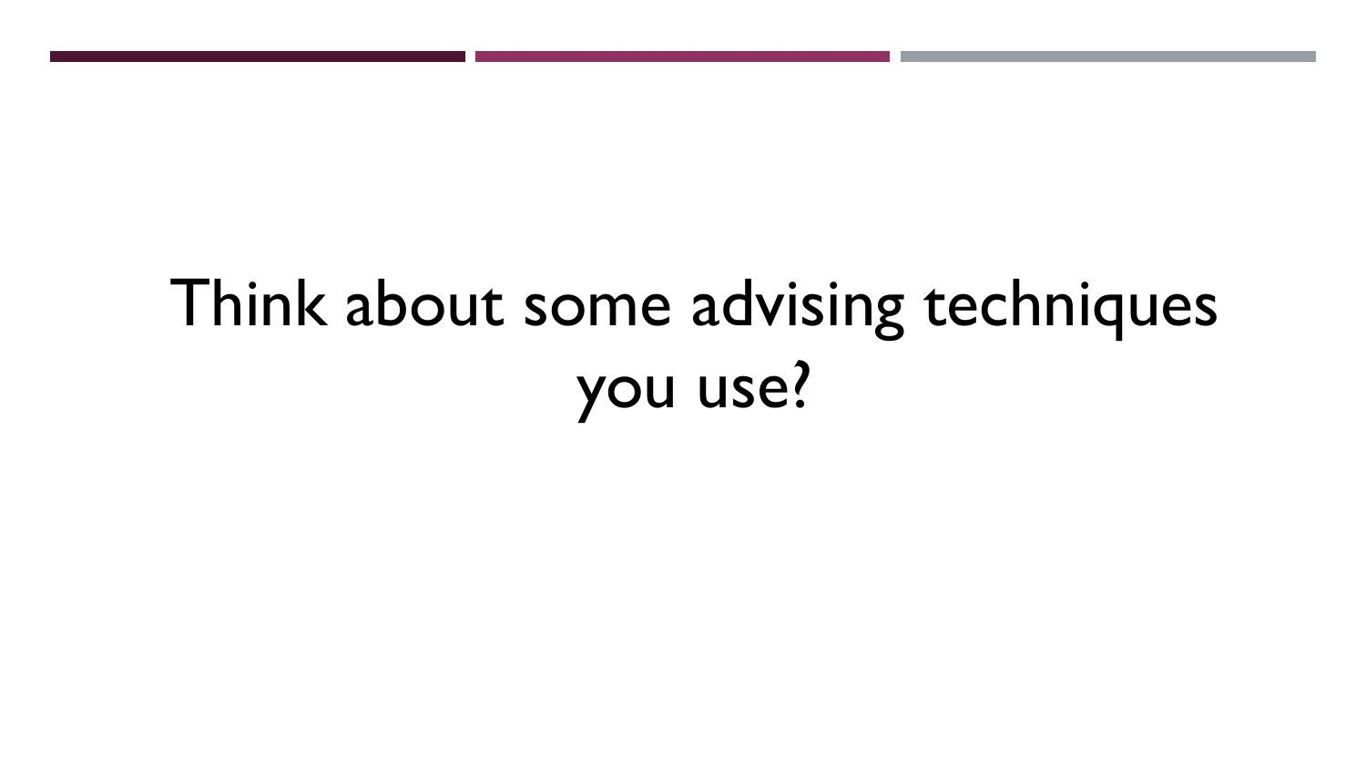Think about some advising techniques you use?